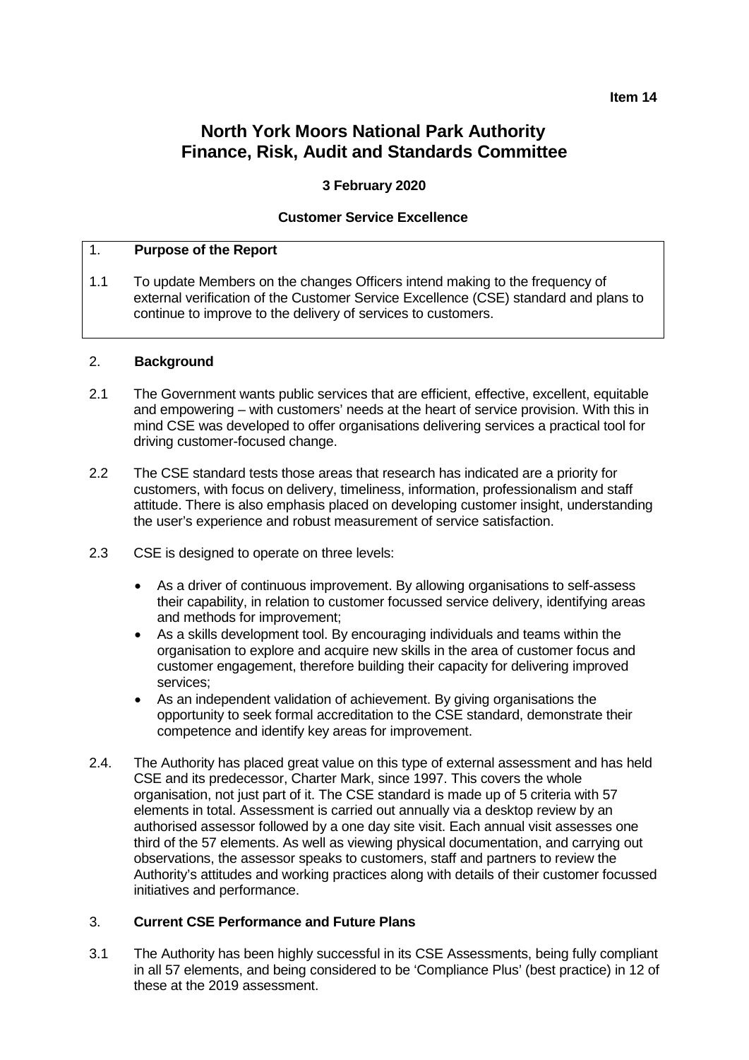**Item 14**

# North York Moors National Park Authority
# Finance, Risk, Audit and Standards Committee

**3 February 2020**

**Customer Service Excellence**

## 1. Purpose of the Report

1.1 To update Members on the changes Officers intend making to the frequency of external verification of the Customer Service Excellence (CSE) standard and plans to continue to improve to the delivery of services to customers.

## 2. Background

2.1 The Government wants public services that are efficient, effective, excellent, equitable and empowering – with customers' needs at the heart of service provision. With this in mind CSE was developed to offer organisations delivering services a practical tool for driving customer-focused change.

2.2 The CSE standard tests those areas that research has indicated are a priority for customers, with focus on delivery, timeliness, information, professionalism and staff attitude. There is also emphasis placed on developing customer insight, understanding the user's experience and robust measurement of service satisfaction.

2.3 CSE is designed to operate on three levels:

- As a driver of continuous improvement. By allowing organisations to self-assess their capability, in relation to customer focussed service delivery, identifying areas and methods for improvement;
- As a skills development tool. By encouraging individuals and teams within the organisation to explore and acquire new skills in the area of customer focus and customer engagement, therefore building their capacity for delivering improved services;
- As an independent validation of achievement. By giving organisations the opportunity to seek formal accreditation to the CSE standard, demonstrate their competence and identify key areas for improvement.

2.4. The Authority has placed great value on this type of external assessment and has held CSE and its predecessor, Charter Mark, since 1997. This covers the whole organisation, not just part of it. The CSE standard is made up of 5 criteria with 57 elements in total. Assessment is carried out annually via a desktop review by an authorised assessor followed by a one day site visit. Each annual visit assesses one third of the 57 elements. As well as viewing physical documentation, and carrying out observations, the assessor speaks to customers, staff and partners to review the Authority's attitudes and working practices along with details of their customer focussed initiatives and performance.

## 3. Current CSE Performance and Future Plans

3.1 The Authority has been highly successful in its CSE Assessments, being fully compliant in all 57 elements, and being considered to be 'Compliance Plus' (best practice) in 12 of these at the 2019 assessment.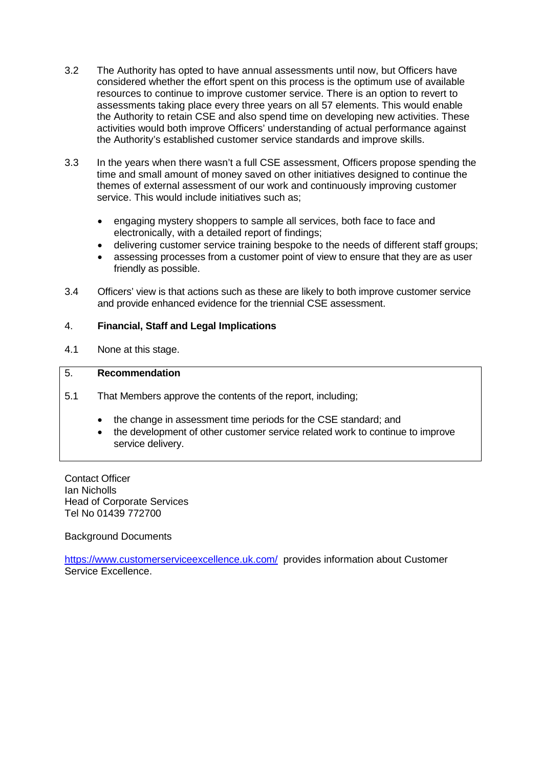3.2 The Authority has opted to have annual assessments until now, but Officers have considered whether the effort spent on this process is the optimum use of available resources to continue to improve customer service. There is an option to revert to assessments taking place every three years on all 57 elements. This would enable the Authority to retain CSE and also spend time on developing new activities. These activities would both improve Officers' understanding of actual performance against the Authority's established customer service standards and improve skills.

3.3 In the years when there wasn't a full CSE assessment, Officers propose spending the time and small amount of money saved on other initiatives designed to continue the themes of external assessment of our work and continuously improving customer service. This would include initiatives such as;

- engaging mystery shoppers to sample all services, both face to face and electronically, with a detailed report of findings;
- delivering customer service training bespoke to the needs of different staff groups;
- assessing processes from a customer point of view to ensure that they are as user friendly as possible.

3.4 Officers' view is that actions such as these are likely to both improve customer service and provide enhanced evidence for the triennial CSE assessment.

## 4. Financial, Staff and Legal Implications

4.1 None at this stage.

## 5. Recommendation

5.1 That Members approve the contents of the report, including;

- the change in assessment time periods for the CSE standard; and
- the development of other customer service related work to continue to improve service delivery.

Contact Officer
Ian Nicholls
Head of Corporate Services
Tel No 01439 772700

Background Documents

https://www.customerserviceexcellence.uk.com/ provides information about Customer Service Excellence.